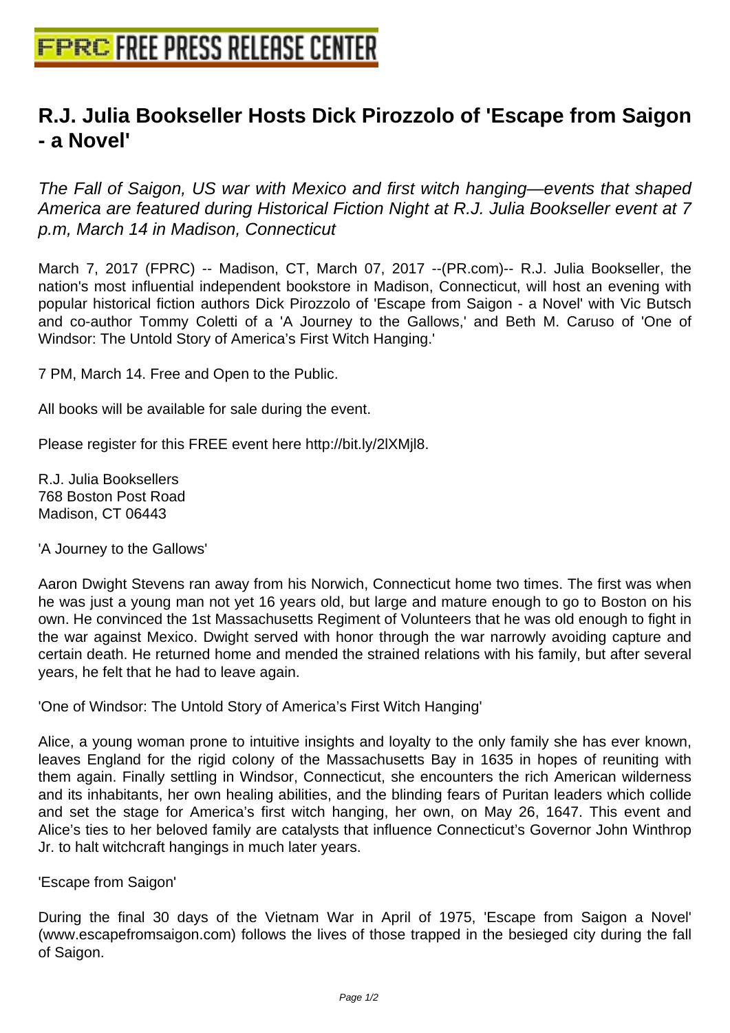# R.J. Julia Bookseller Hosts Dick Pirozzolo of 'Escape from Saigon - a Novel'

*The Fall of Saigon, US war with Mexico and first witch hanging—events that shaped America are featured during Historical Fiction Night at R.J. Julia Bookseller event at 7 p.m, March 14 in Madison, Connecticut*

March 7, 2017 (FPRC) -- Madison, CT, March 07, 2017 --(PR.com)-- R.J. Julia Bookseller, the nation's most influential independent bookstore in Madison, Connecticut, will host an evening with popular historical fiction authors Dick Pirozzolo of 'Escape from Saigon - a Novel' with Vic Butsch and co-author Tommy Coletti of a 'A Journey to the Gallows,' and Beth M. Caruso of 'One of Windsor: The Untold Story of America's First Witch Hanging.'

7 PM, March 14. Free and Open to the Public.

All books will be available for sale during the event.

Please register for this FREE event here http://bit.ly/2lXMjl8.

R.J. Julia Booksellers
768 Boston Post Road
Madison, CT 06443

'A Journey to the Gallows'

Aaron Dwight Stevens ran away from his Norwich, Connecticut home two times. The first was when he was just a young man not yet 16 years old, but large and mature enough to go to Boston on his own. He convinced the 1st Massachusetts Regiment of Volunteers that he was old enough to fight in the war against Mexico. Dwight served with honor through the war narrowly avoiding capture and certain death. He returned home and mended the strained relations with his family, but after several years, he felt that he had to leave again.

'One of Windsor: The Untold Story of America's First Witch Hanging'

Alice, a young woman prone to intuitive insights and loyalty to the only family she has ever known, leaves England for the rigid colony of the Massachusetts Bay in 1635 in hopes of reuniting with them again. Finally settling in Windsor, Connecticut, she encounters the rich American wilderness and its inhabitants, her own healing abilities, and the blinding fears of Puritan leaders which collide and set the stage for America's first witch hanging, her own, on May 26, 1647. This event and Alice's ties to her beloved family are catalysts that influence Connecticut's Governor John Winthrop Jr. to halt witchcraft hangings in much later years.

'Escape from Saigon'

During the final 30 days of the Vietnam War in April of 1975, 'Escape from Saigon a Novel' (www.escapefromsaigon.com) follows the lives of those trapped in the besieged city during the fall of Saigon.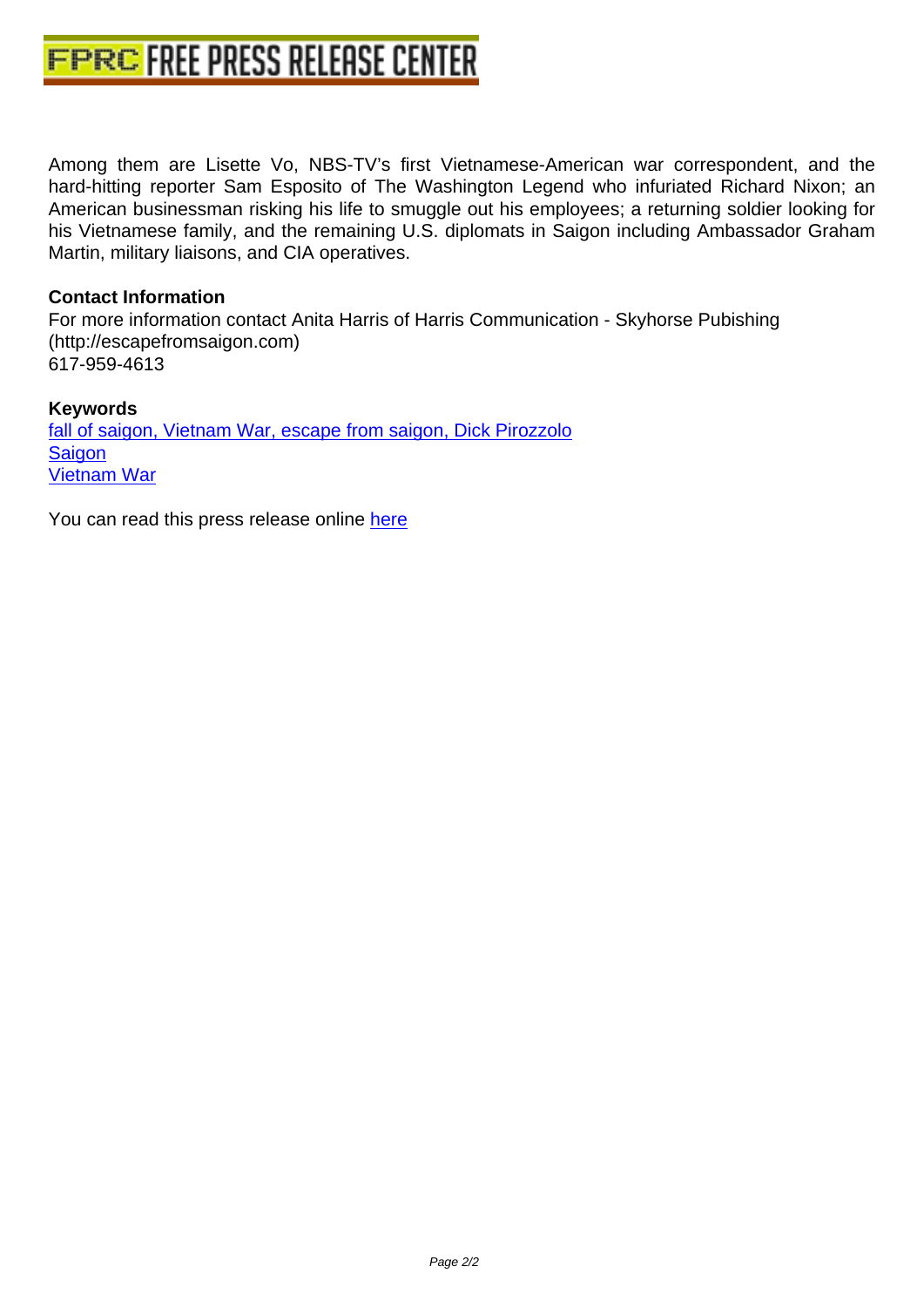Among them are Lisette Vo, NBS-TV's first Vietnamese-American war correspondent, and the hard-hitting reporter Sam Esposito of The Washington Legend who infuriated Richard Nixon; an American businessman risking his life to smuggle out his employees; a returning soldier looking for his Vietnamese family, and the remaining U.S. diplomats in Saigon including Ambassador Graham Martin, military liaisons, and CIA operatives.

**Contact Information**
For more information contact Anita Harris of Harris Communication - Skyhorse Pubishing (http://escapefromsaigon.com)
617-959-4613

**Keywords**
fall of saigon, Vietnam War, escape from saigon, Dick Pirozzolo
Saigon
Vietnam War

You can read this press release online here